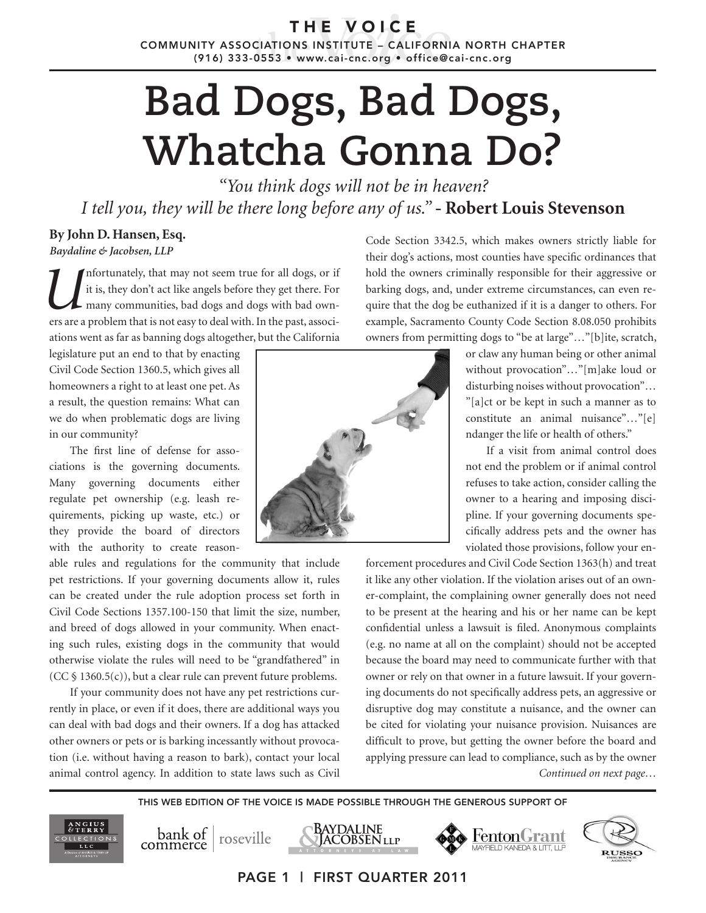# Bad Dogs, Bad Dogs, Whatcha Gonna Do?

*"You think dogs will not be in heaven? I tell you, they will be there long before any of us."* - **Robert Louis Stevenson**

**By John D. Hansen, Esq.**
*Baydaline & Jacobsen, LLP*

Unfortunately, that may not seem true for all dogs, or if it is, they don't act like angels before they get there. For many communities, bad dogs and dogs with bad owners are a problem that is not easy to deal with. In the past, associations went as far as banning dogs altogether, but the California legislature put an end to that by enacting Civil Code Section 1360.5, which gives all homeowners a right to at least one pet. As a result, the question remains: What can we do when problematic dogs are living in our community?

The first line of defense for associations is the governing documents. Many governing documents either regulate pet ownership (e.g. leash requirements, picking up waste, etc.) or they provide the board of directors with the authority to create reasonable rules and regulations for the community that include pet restrictions. If your governing documents allow it, rules can be created under the rule adoption process set forth in Civil Code Sections 1357.100-150 that limit the size, number, and breed of dogs allowed in your community. When enacting such rules, existing dogs in the community that would otherwise violate the rules will need to be "grandfathered" in (CC § 1360.5(c)), but a clear rule can prevent future problems.

If your community does not have any pet restrictions currently in place, or even if it does, there are additional ways you can deal with bad dogs and their owners. If a dog has attacked other owners or pets or is barking incessantly without provocation (i.e. without having a reason to bark), contact your local animal control agency. In addition to state laws such as Civil Code Section 3342.5, which makes owners strictly liable for their dog's actions, most counties have specific ordinances that hold the owners criminally responsible for their aggressive or barking dogs, and, under extreme circumstances, can even require that the dog be euthanized if it is a danger to others. For example, Sacramento County Code Section 8.08.050 prohibits owners from permitting dogs to "be at large"…"[b]ite, scratch, or claw any human being or other animal without provocation"…"[m]ake loud or disturbing noises without provocation"…"[a]ct or be kept in such a manner as to constitute an animal nuisance"…"[e]ndanger the life or health of others."

If a visit from animal control does not end the problem or if animal control refuses to take action, consider calling the owner to a hearing and imposing discipline. If your governing documents specifically address pets and the owner has violated those provisions, follow your enforcement procedures and Civil Code Section 1363(h) and treat it like any other violation. If the violation arises out of an owner-complaint, the complaining owner generally does not need to be present at the hearing and his or her name can be kept confidential unless a lawsuit is filed. Anonymous complaints (e.g. no name at all on the complaint) should not be accepted because the board may need to communicate further with that owner or rely on that owner in a future lawsuit. If your governing documents do not specifically address pets, an aggressive or disruptive dog may constitute a nuisance, and the owner can be cited for violating your nuisance provision. Nuisances are difficult to prove, but getting the owner before the board and applying pressure can lead to compliance, such as by the owner

*Continued on next page…*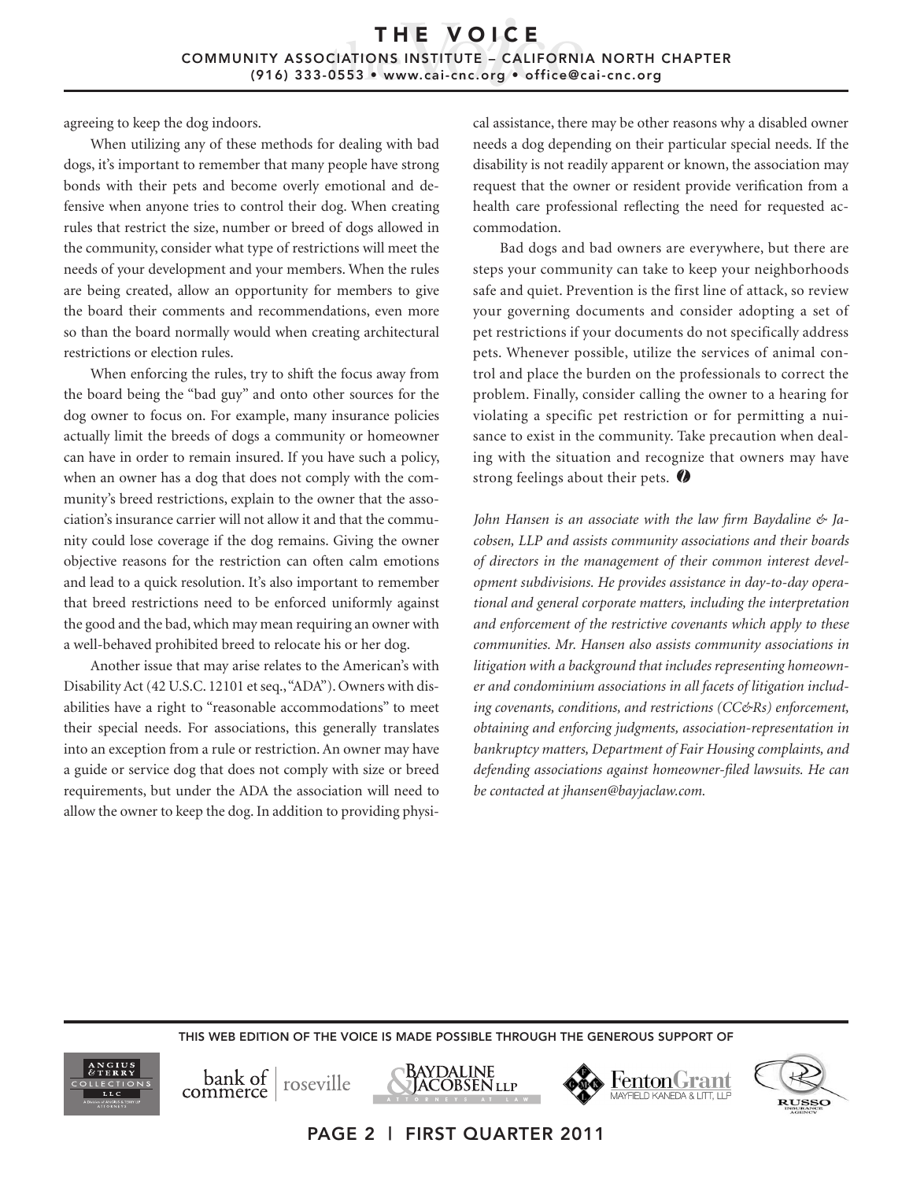agreeing to keep the dog indoors.

When utilizing any of these methods for dealing with bad dogs, it's important to remember that many people have strong bonds with their pets and become overly emotional and defensive when anyone tries to control their dog. When creating rules that restrict the size, number or breed of dogs allowed in the community, consider what type of restrictions will meet the needs of your development and your members. When the rules are being created, allow an opportunity for members to give the board their comments and recommendations, even more so than the board normally would when creating architectural restrictions or election rules.

When enforcing the rules, try to shift the focus away from the board being the "bad guy" and onto other sources for the dog owner to focus on. For example, many insurance policies actually limit the breeds of dogs a community or homeowner can have in order to remain insured. If you have such a policy, when an owner has a dog that does not comply with the community's breed restrictions, explain to the owner that the association's insurance carrier will not allow it and that the community could lose coverage if the dog remains. Giving the owner objective reasons for the restriction can often calm emotions and lead to a quick resolution. It's also important to remember that breed restrictions need to be enforced uniformly against the good and the bad, which may mean requiring an owner with a well-behaved prohibited breed to relocate his or her dog.

Another issue that may arise relates to the American's with Disability Act (42 U.S.C. 12101 et seq., "ADA"). Owners with disabilities have a right to "reasonable accommodations" to meet their special needs. For associations, this generally translates into an exception from a rule or restriction. An owner may have a guide or service dog that does not comply with size or breed requirements, but under the ADA the association will need to allow the owner to keep the dog. In addition to providing physical assistance, there may be other reasons why a disabled owner needs a dog depending on their particular special needs. If the disability is not readily apparent or known, the association may request that the owner or resident provide verification from a health care professional reflecting the need for requested accommodation.

Bad dogs and bad owners are everywhere, but there are steps your community can take to keep your neighborhoods safe and quiet. Prevention is the first line of attack, so review your governing documents and consider adopting a set of pet restrictions if your documents do not specifically address pets. Whenever possible, utilize the services of animal control and place the burden on the professionals to correct the problem. Finally, consider calling the owner to a hearing for violating a specific pet restriction or for permitting a nuisance to exist in the community. Take precaution when dealing with the situation and recognize that owners may have strong feelings about their pets.

*John Hansen is an associate with the law firm Baydaline & Jacobsen, LLP and assists community associations and their boards of directors in the management of their common interest development subdivisions. He provides assistance in day-to-day operational and general corporate matters, including the interpretation and enforcement of the restrictive covenants which apply to these communities. Mr. Hansen also assists community associations in litigation with a background that includes representing homeowner and condominium associations in all facets of litigation including covenants, conditions, and restrictions (CC&Rs) enforcement, obtaining and enforcing judgments, association-representation in bankruptcy matters, Department of Fair Housing complaints, and defending associations against homeowner-filed lawsuits. He can be contacted at jhansen@bayjaclaw.com.*

THIS WEB EDITION OF THE VOICE IS MADE POSSIBLE THROUGH THE GENEROUS SUPPORT OF

Angius & Terry Collections LLC | bank of commerce roseville | Baydaline & Jacobsen LLP Attorneys at Law | Fenton Grant Mayfield Kaneda & Litt, LLP | Russo Insurance Agency